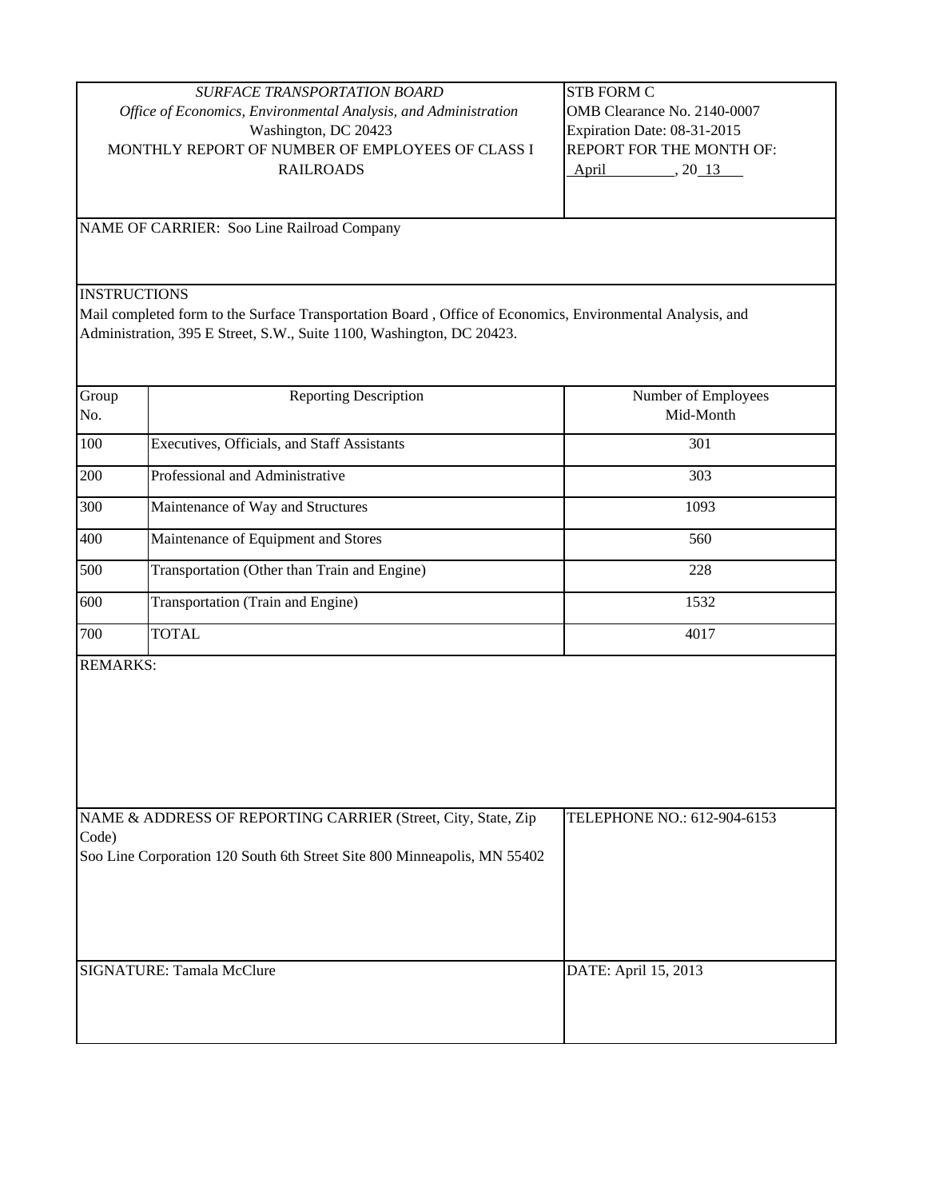*SURFACE TRANSPORTATION BOARD*

*Office of Economics, Environmental Analysis, and Administration*

Washington, DC 20423

MONTHLY REPORT OF NUMBER OF EMPLOYEES OF CLASS I RAILROADS

STB FORM C

OMB Clearance No. 2140-0007

Expiration Date: 08-31-2015

REPORT FOR THE MONTH OF: April , 20 13

NAME OF CARRIER: Soo Line Railroad Company

INSTRUCTIONS

Mail completed form to the Surface Transportation Board , Office of Economics, Environmental Analysis, and Administration, 395 E Street, S.W., Suite 1100, Washington, DC 20423.

| Group No. | Reporting Description | Number of Employees Mid-Month |
|---|---|---|
| 100 | Executives, Officials, and Staff Assistants | 301 |
| 200 | Professional and Administrative | 303 |
| 300 | Maintenance of Way and Structures | 1093 |
| 400 | Maintenance of Equipment and Stores | 560 |
| 500 | Transportation (Other than Train and Engine) | 228 |
| 600 | Transportation (Train and Engine) | 1532 |
| 700 | TOTAL | 4017 |

REMARKS:

NAME & ADDRESS OF REPORTING CARRIER (Street, City, State, Zip Code)

Soo Line Corporation 120 South 6th Street Site 800 Minneapolis, MN 55402

TELEPHONE NO.: 612-904-6153

SIGNATURE: Tamala McClure

DATE: April 15, 2013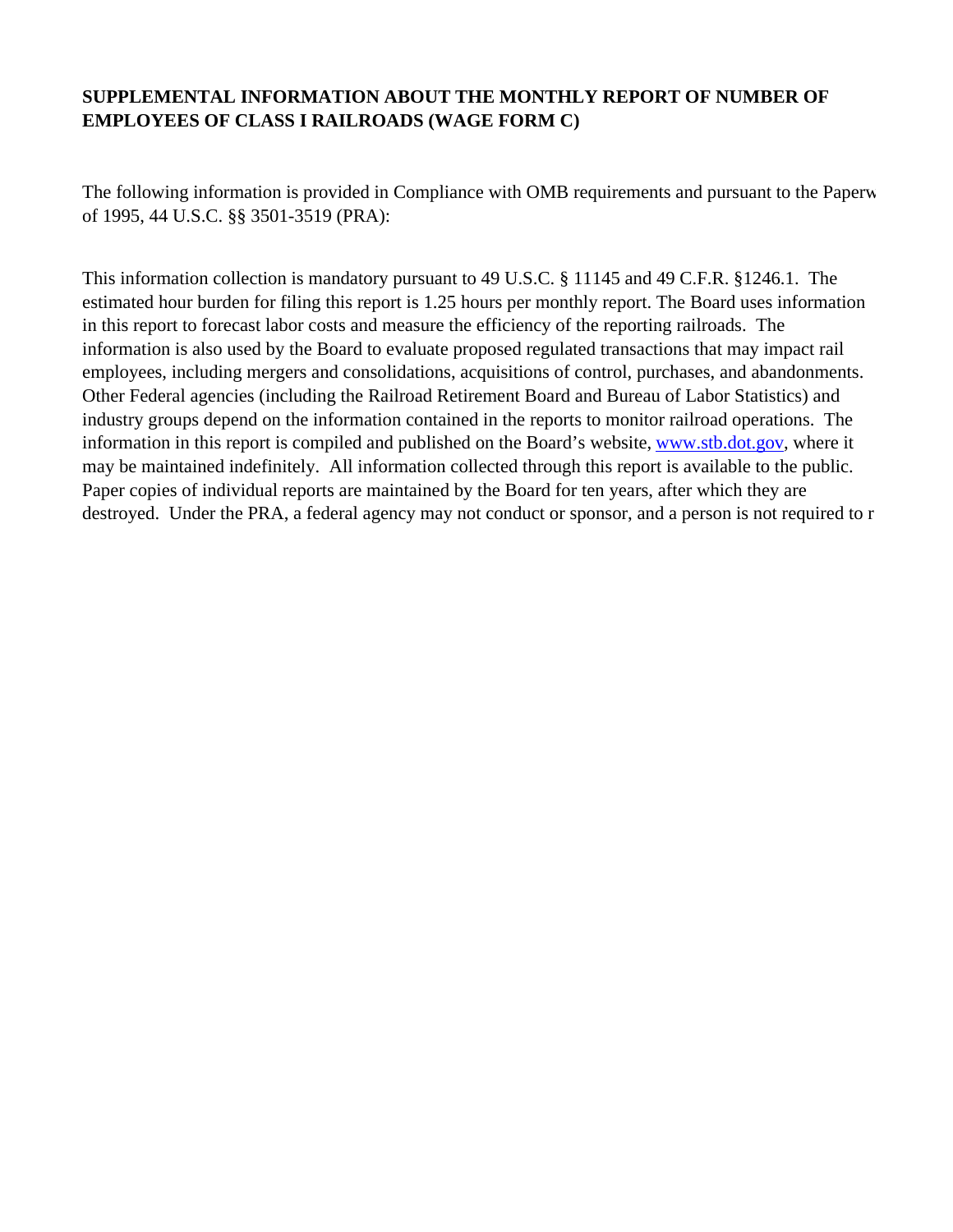**SUPPLEMENTAL INFORMATION ABOUT THE MONTHLY REPORT OF NUMBER OF EMPLOYEES OF CLASS I RAILROADS (WAGE FORM C)**

The following information is provided in Compliance with OMB requirements and pursuant to the Paperw of 1995, 44 U.S.C. §§ 3501-3519 (PRA):

This information collection is mandatory pursuant to 49 U.S.C. § 11145 and 49 C.F.R. §1246.1. The estimated hour burden for filing this report is 1.25 hours per monthly report. The Board uses information in this report to forecast labor costs and measure the efficiency of the reporting railroads. The information is also used by the Board to evaluate proposed regulated transactions that may impact rail employees, including mergers and consolidations, acquisitions of control, purchases, and abandonments. Other Federal agencies (including the Railroad Retirement Board and Bureau of Labor Statistics) and industry groups depend on the information contained in the reports to monitor railroad operations. The information in this report is compiled and published on the Board's website, [www.stb.dot.gov](http://www.stb.dot.gov), where it may be maintained indefinitely. All information collected through this report is available to the public. Paper copies of individual reports are maintained by the Board for ten years, after which they are destroyed. Under the PRA, a federal agency may not conduct or sponsor, and a person is not required to r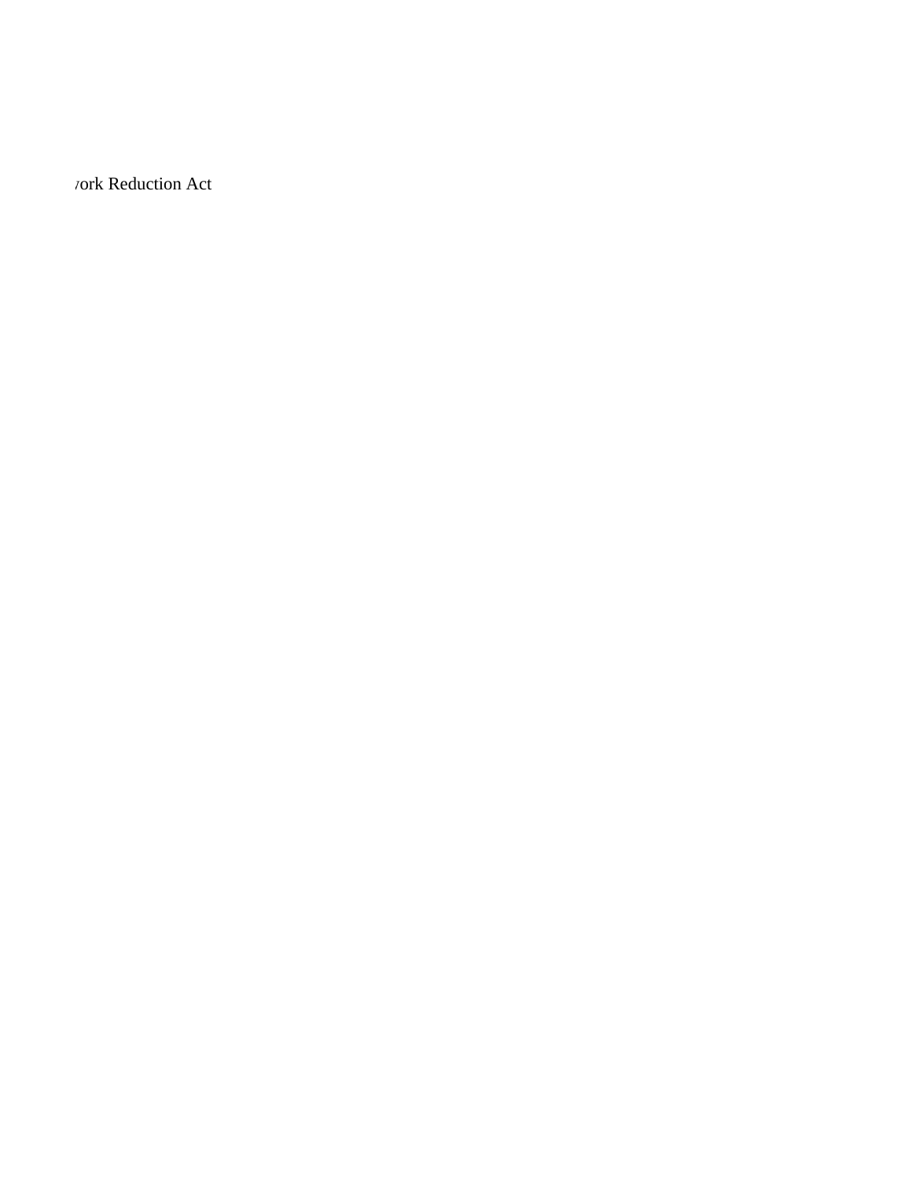vork Reduction Act